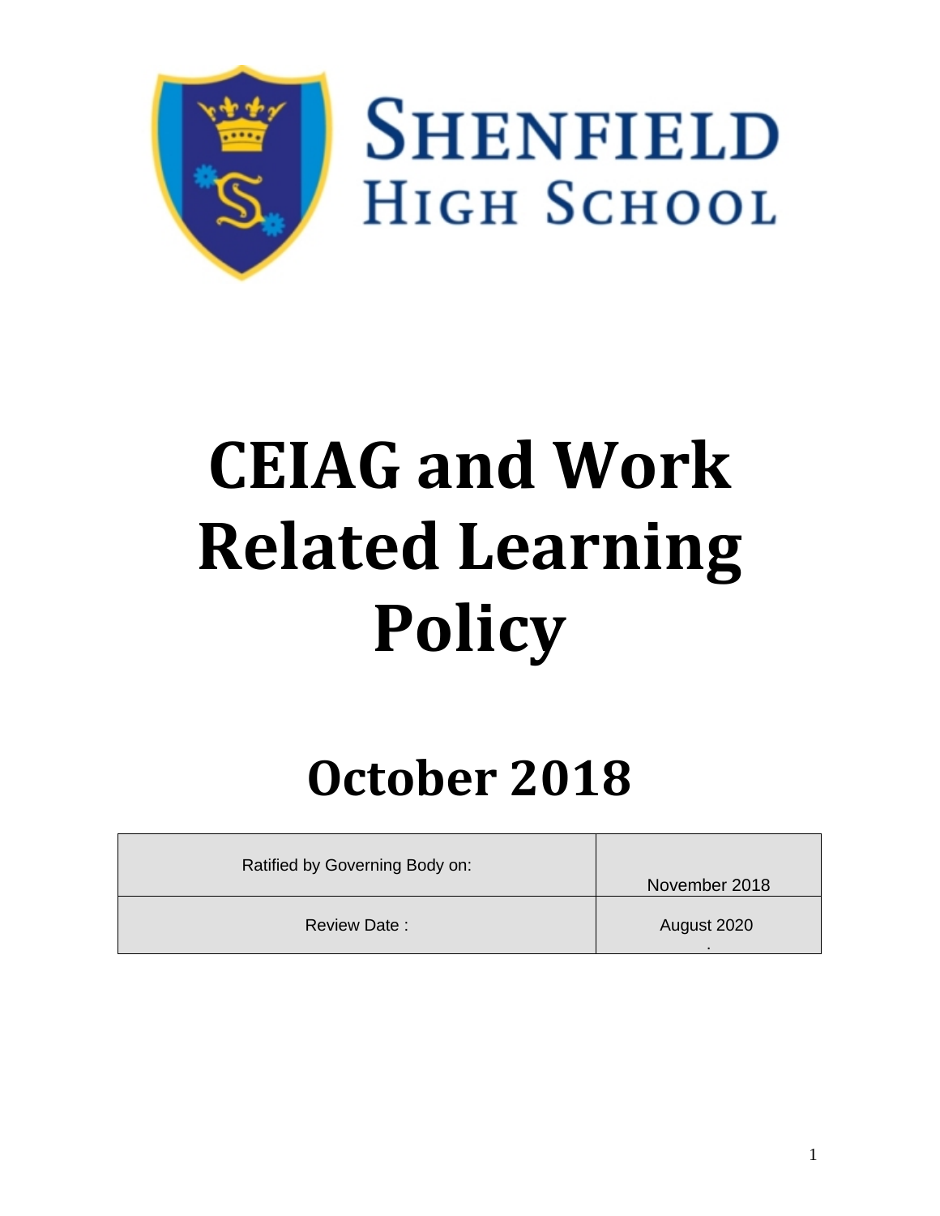Shenfield High School

# CEIAG and Work Related Learning Policy

## October 2018

| Ratified by Governing Body on: | November 2018 |
|---|---|
| Review Date : | August 2020 |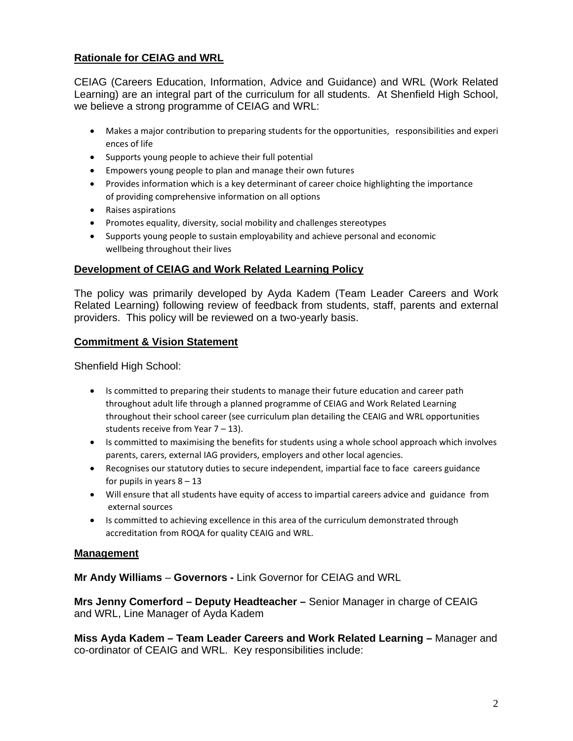## Rationale for CEIAG and WRL

CEIAG (Careers Education, Information, Advice and Guidance) and WRL (Work Related Learning) are an integral part of the curriculum for all students. At Shenfield High School, we believe a strong programme of CEIAG and WRL:

- Makes a major contribution to preparing students for the opportunities, responsibilities and experiences of life
- Supports young people to achieve their full potential
- Empowers young people to plan and manage their own futures
- Provides information which is a key determinant of career choice highlighting the importance of providing comprehensive information on all options
- Raises aspirations
- Promotes equality, diversity, social mobility and challenges stereotypes
- Supports young people to sustain employability and achieve personal and economic wellbeing throughout their lives

## Development of CEIAG and Work Related Learning Policy

The policy was primarily developed by Ayda Kadem (Team Leader Careers and Work Related Learning) following review of feedback from students, staff, parents and external providers. This policy will be reviewed on a two-yearly basis.

## Commitment & Vision Statement

Shenfield High School:

- Is committed to preparing their students to manage their future education and career path throughout adult life through a planned programme of CEIAG and Work Related Learning throughout their school career (see curriculum plan detailing the CEAIG and WRL opportunities students receive from Year 7 – 13).
- Is committed to maximising the benefits for students using a whole school approach which involves parents, carers, external IAG providers, employers and other local agencies.
- Recognises our statutory duties to secure independent, impartial face to face careers guidance for pupils in years 8 – 13
- Will ensure that all students have equity of access to impartial careers advice and guidance from external sources
- Is committed to achieving excellence in this area of the curriculum demonstrated through accreditation from ROQA for quality CEAIG and WRL.

## Management

**Mr Andy Williams** – **Governors -** Link Governor for CEIAG and WRL

**Mrs Jenny Comerford – Deputy Headteacher –** Senior Manager in charge of CEAIG and WRL, Line Manager of Ayda Kadem

**Miss Ayda Kadem – Team Leader Careers and Work Related Learning –** Manager and co-ordinator of CEAIG and WRL. Key responsibilities include: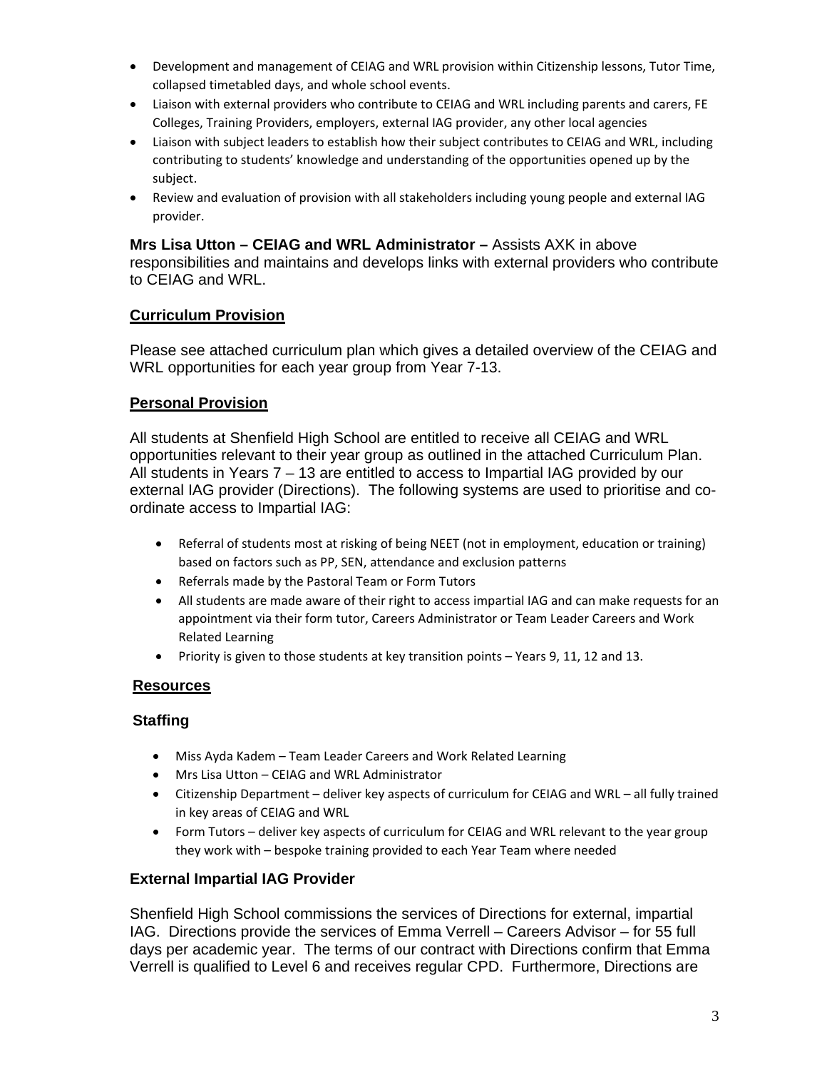- Development and management of CEIAG and WRL provision within Citizenship lessons, Tutor Time, collapsed timetabled days, and whole school events.
- Liaison with external providers who contribute to CEIAG and WRL including parents and carers, FE Colleges, Training Providers, employers, external IAG provider, any other local agencies
- Liaison with subject leaders to establish how their subject contributes to CEIAG and WRL, including contributing to students' knowledge and understanding of the opportunities opened up by the subject.
- Review and evaluation of provision with all stakeholders including young people and external IAG provider.

**Mrs Lisa Utton – CEIAG and WRL Administrator –** Assists AXK in above responsibilities and maintains and develops links with external providers who contribute to CEIAG and WRL.

## Curriculum Provision

Please see attached curriculum plan which gives a detailed overview of the CEIAG and WRL opportunities for each year group from Year 7-13.

## Personal Provision

All students at Shenfield High School are entitled to receive all CEIAG and WRL opportunities relevant to their year group as outlined in the attached Curriculum Plan. All students in Years 7 – 13 are entitled to access to Impartial IAG provided by our external IAG provider (Directions). The following systems are used to prioritise and co-ordinate access to Impartial IAG:

- Referral of students most at risking of being NEET (not in employment, education or training) based on factors such as PP, SEN, attendance and exclusion patterns
- Referrals made by the Pastoral Team or Form Tutors
- All students are made aware of their right to access impartial IAG and can make requests for an appointment via their form tutor, Careers Administrator or Team Leader Careers and Work Related Learning
- Priority is given to those students at key transition points – Years 9, 11, 12 and 13.

## Resources

### Staffing

- Miss Ayda Kadem – Team Leader Careers and Work Related Learning
- Mrs Lisa Utton – CEIAG and WRL Administrator
- Citizenship Department – deliver key aspects of curriculum for CEIAG and WRL – all fully trained in key areas of CEIAG and WRL
- Form Tutors – deliver key aspects of curriculum for CEIAG and WRL relevant to the year group they work with – bespoke training provided to each Year Team where needed

### External Impartial IAG Provider

Shenfield High School commissions the services of Directions for external, impartial IAG. Directions provide the services of Emma Verrell – Careers Advisor – for 55 full days per academic year. The terms of our contract with Directions confirm that Emma Verrell is qualified to Level 6 and receives regular CPD. Furthermore, Directions are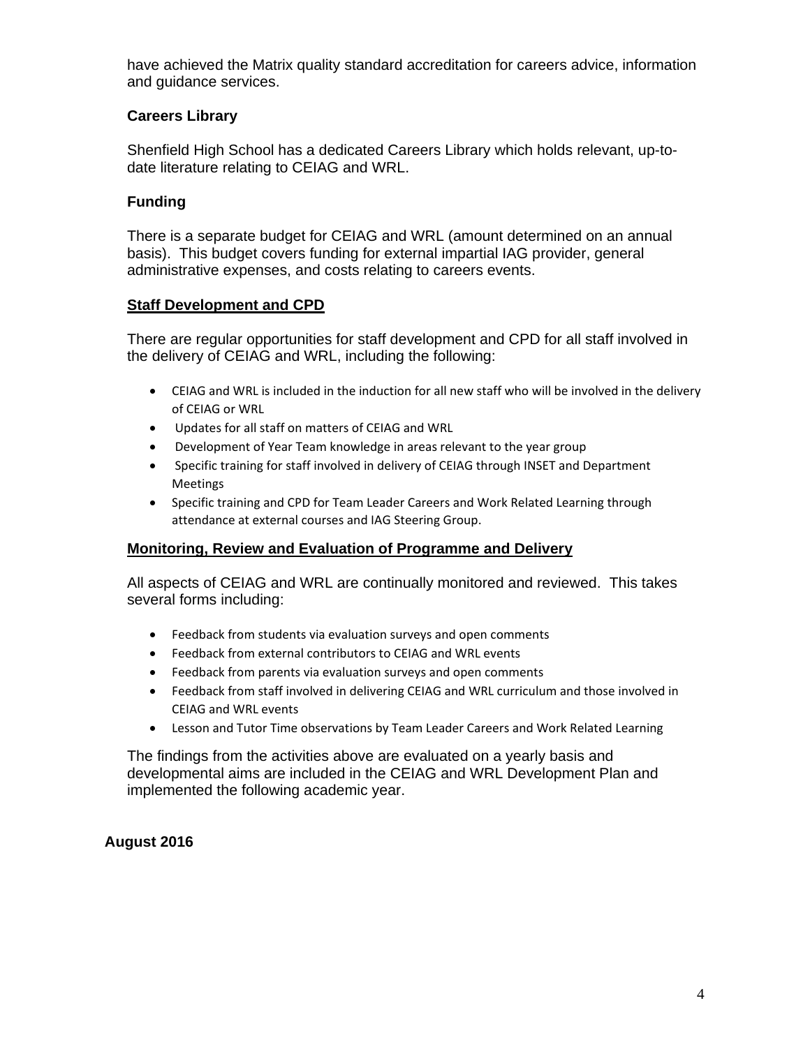have achieved the Matrix quality standard accreditation for careers advice, information and guidance services.

### Careers Library

Shenfield High School has a dedicated Careers Library which holds relevant, up-to-date literature relating to CEIAG and WRL.

### Funding

There is a separate budget for CEIAG and WRL (amount determined on an annual basis). This budget covers funding for external impartial IAG provider, general administrative expenses, and costs relating to careers events.

### Staff Development and CPD

There are regular opportunities for staff development and CPD for all staff involved in the delivery of CEIAG and WRL, including the following:

- CEIAG and WRL is included in the induction for all new staff who will be involved in the delivery of CEIAG or WRL
- Updates for all staff on matters of CEIAG and WRL
- Development of Year Team knowledge in areas relevant to the year group
- Specific training for staff involved in delivery of CEIAG through INSET and Department Meetings
- Specific training and CPD for Team Leader Careers and Work Related Learning through attendance at external courses and IAG Steering Group.

### Monitoring, Review and Evaluation of Programme and Delivery

All aspects of CEIAG and WRL are continually monitored and reviewed. This takes several forms including:

- Feedback from students via evaluation surveys and open comments
- Feedback from external contributors to CEIAG and WRL events
- Feedback from parents via evaluation surveys and open comments
- Feedback from staff involved in delivering CEIAG and WRL curriculum and those involved in CEIAG and WRL events
- Lesson and Tutor Time observations by Team Leader Careers and Work Related Learning

The findings from the activities above are evaluated on a yearly basis and developmental aims are included in the CEIAG and WRL Development Plan and implemented the following academic year.

**August 2016**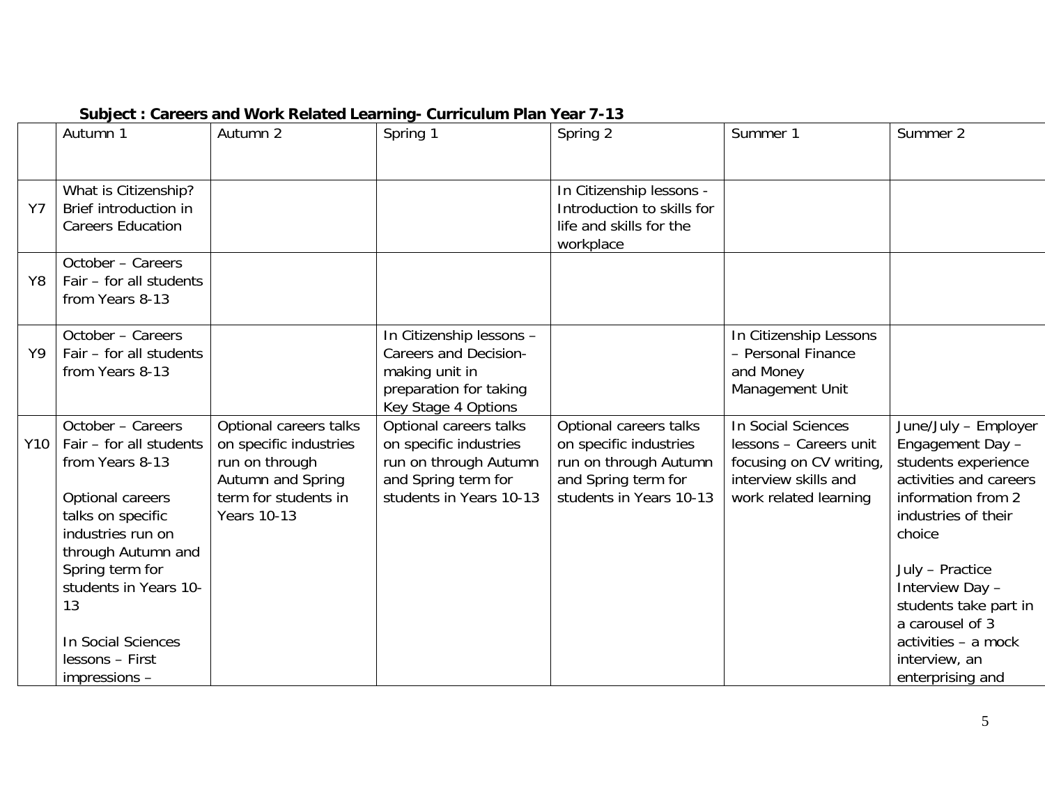**Subject : Careers and Work Related Learning- Curriculum Plan Year 7-13**

| | Autumn 1 | Autumn 2 | Spring 1 | Spring 2 | Summer 1 | Summer 2 |
|---|---|---|---|---|---|---|
| Y7 | What is Citizenship? Brief introduction in Careers Education | | | In Citizenship lessons - Introduction to skills for life and skills for the workplace | | |
| Y8 | October – Careers Fair – for all students from Years 8-13 | | | | | |
| Y9 | October – Careers Fair – for all students from Years 8-13 | | In Citizenship lessons – Careers and Decision-making unit in preparation for taking Key Stage 4 Options | | In Citizenship Lessons – Personal Finance and Money Management Unit | |
| Y10 | October – Careers Fair – for all students from Years 8-13<br><br>Optional careers talks on specific industries run on through Autumn and Spring term for students in Years 10-13<br><br>In Social Sciences lessons – First impressions – | Optional careers talks on specific industries run on through Autumn and Spring term for students in Years 10-13 | Optional careers talks on specific industries run on through Autumn and Spring term for students in Years 10-13 | Optional careers talks on specific industries run on through Autumn and Spring term for students in Years 10-13 | In Social Sciences lessons – Careers unit focusing on CV writing, interview skills and work related learning | June/July – Employer Engagement Day – students experience activities and careers information from 2 industries of their choice<br><br>July – Practice Interview Day – students take part in a carousel of 3 activities – a mock interview, an enterprising and |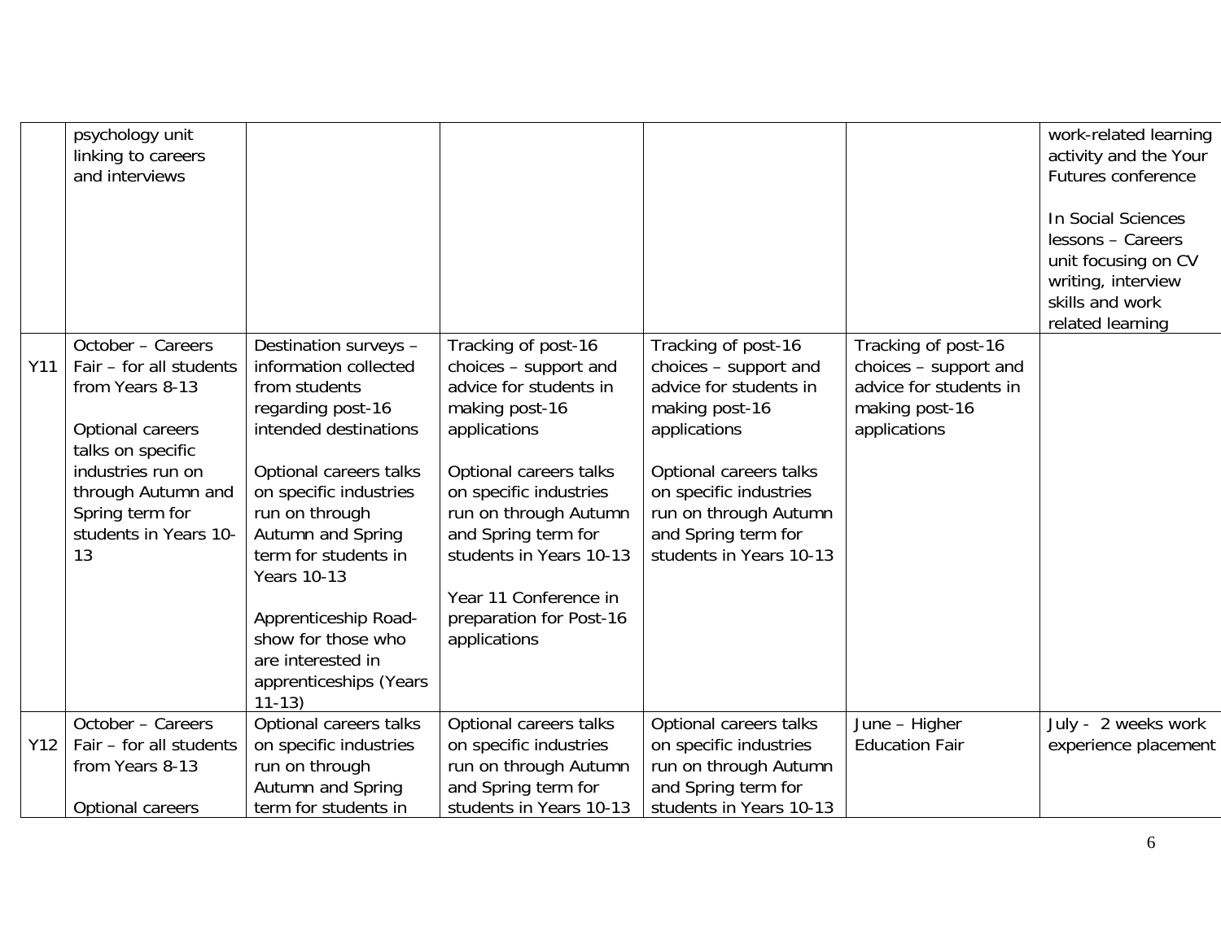| | | | | | | |
|---|---|---|---|---|---|---|
| | psychology unit linking to careers and interviews | | | | | work-related learning activity and the Your Futures conference<br><br>In Social Sciences lessons – Careers unit focusing on CV writing, interview skills and work related learning |
| Y11 | October – Careers Fair – for all students from Years 8-13<br><br>Optional careers talks on specific industries run on through Autumn and Spring term for students in Years 10-13 | Destination surveys – information collected from students regarding post-16 intended destinations<br><br>Optional careers talks on specific industries run on through Autumn and Spring term for students in Years 10-13<br><br>Apprenticeship Road-show for those who are interested in apprenticeships (Years 11-13) | Tracking of post-16 choices – support and advice for students in making post-16 applications<br><br>Optional careers talks on specific industries run on through Autumn and Spring term for students in Years 10-13<br><br>Year 11 Conference in preparation for Post-16 applications | Tracking of post-16 choices – support and advice for students in making post-16 applications<br><br>Optional careers talks on specific industries run on through Autumn and Spring term for students in Years 10-13 | Tracking of post-16 choices – support and advice for students in making post-16 applications | |
| Y12 | October – Careers Fair – for all students from Years 8-13<br><br>Optional careers | Optional careers talks on specific industries run on through Autumn and Spring term for students in | Optional careers talks on specific industries run on through Autumn and Spring term for students in Years 10-13 | Optional careers talks on specific industries run on through Autumn and Spring term for students in Years 10-13 | June – Higher Education Fair | July - 2 weeks work experience placement |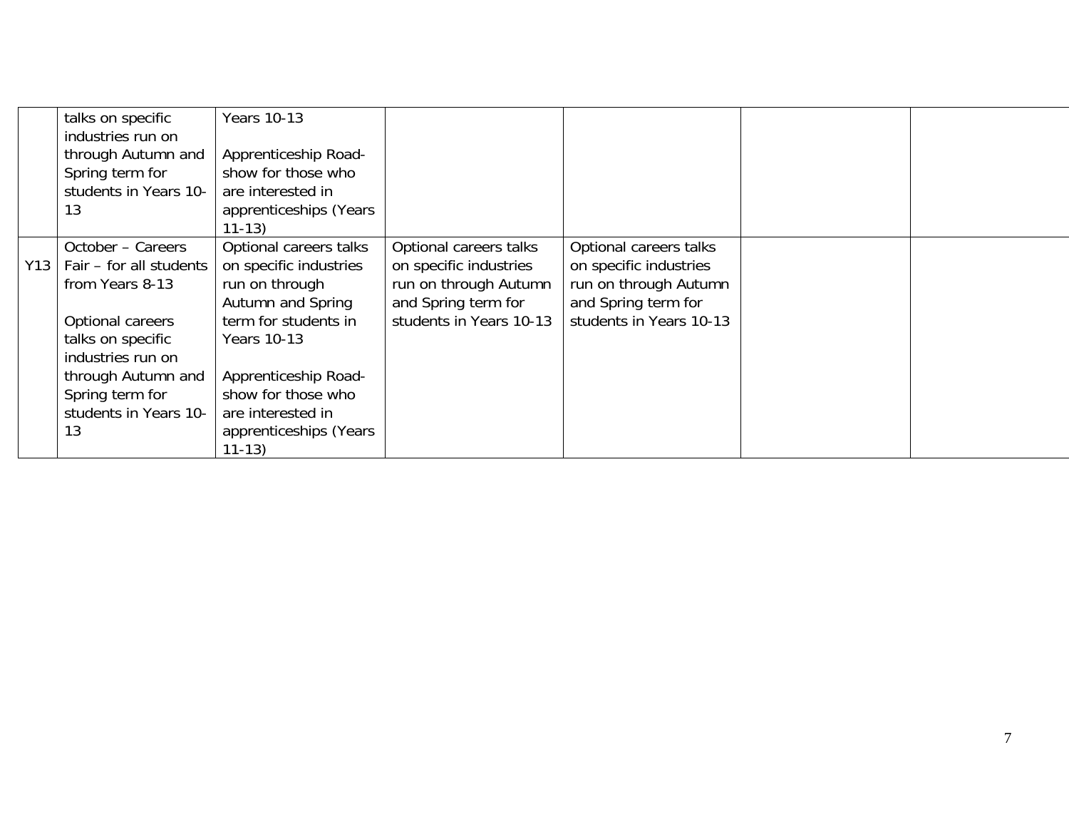| | | | | | | |
|---|---|---|---|---|---|---|
| | talks on specific industries run on through Autumn and Spring term for students in Years 10-13 | Years 10-13<br><br>Apprenticeship Road-show for those who are interested in apprenticeships (Years 11-13) | | | | |
| Y13 | October – Careers Fair – for all students from Years 8-13<br><br>Optional careers talks on specific industries run on through Autumn and Spring term for students in Years 10-13 | Optional careers talks on specific industries run on through Autumn and Spring term for students in Years 10-13<br><br>Apprenticeship Road-show for those who are interested in apprenticeships (Years 11-13) | Optional careers talks on specific industries run on through Autumn and Spring term for students in Years 10-13 | Optional careers talks on specific industries run on through Autumn and Spring term for students in Years 10-13 | | |